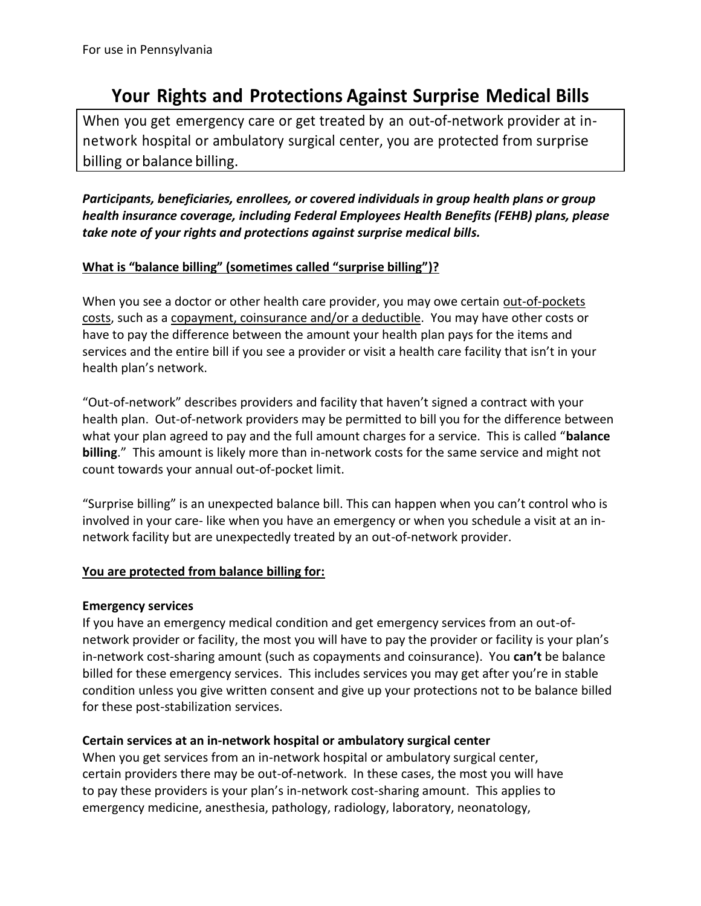For use in Pennsylvania

# Your Rights and Protections Against Surprise Medical Bills

When you get emergency care or get treated by an out-of-network provider at in-network hospital or ambulatory surgical center, you are protected from surprise billing or balance billing.

***Participants, beneficiaries, enrollees, or covered individuals in group health plans or group health insurance coverage, including Federal Employees Health Benefits (FEHB) plans, please take note of your rights and protections against surprise medical bills.***

## What is "balance billing" (sometimes called "surprise billing")?

When you see a doctor or other health care provider, you may owe certain out-of-pockets costs, such as a copayment, coinsurance and/or a deductible. You may have other costs or have to pay the difference between the amount your health plan pays for the items and services and the entire bill if you see a provider or visit a health care facility that isn't in your health plan's network.

"Out-of-network" describes providers and facility that haven't signed a contract with your health plan. Out-of-network providers may be permitted to bill you for the difference between what your plan agreed to pay and the full amount charges for a service. This is called "**balance billing**." This amount is likely more than in-network costs for the same service and might not count towards your annual out-of-pocket limit.

"Surprise billing" is an unexpected balance bill. This can happen when you can't control who is involved in your care- like when you have an emergency or when you schedule a visit at an in-network facility but are unexpectedly treated by an out-of-network provider.

## You are protected from balance billing for:

### Emergency services

If you have an emergency medical condition and get emergency services from an out-of-network provider or facility, the most you will have to pay the provider or facility is your plan's in-network cost-sharing amount (such as copayments and coinsurance). You **can't** be balance billed for these emergency services. This includes services you may get after you're in stable condition unless you give written consent and give up your protections not to be balance billed for these post-stabilization services.

### Certain services at an in-network hospital or ambulatory surgical center

When you get services from an in-network hospital or ambulatory surgical center, certain providers there may be out-of-network. In these cases, the most you will have to pay these providers is your plan's in-network cost-sharing amount. This applies to emergency medicine, anesthesia, pathology, radiology, laboratory, neonatology,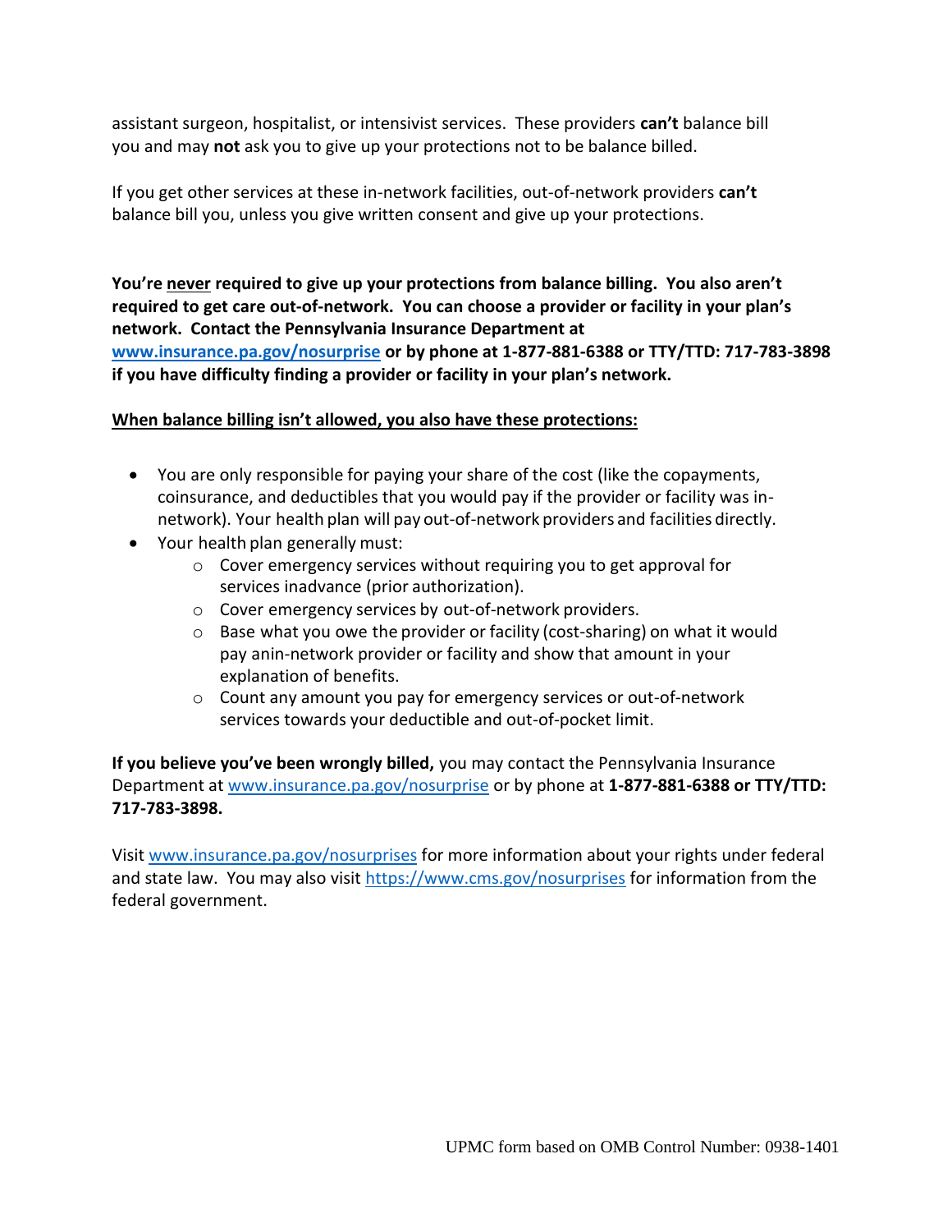assistant surgeon, hospitalist, or intensivist services. These providers **can't** balance bill you and may **not** ask you to give up your protections not to be balance billed.

If you get other services at these in-network facilities, out-of-network providers **can't** balance bill you, unless you give written consent and give up your protections.

**You're <u>never</u> required to give up your protections from balance billing. You also aren't required to get care out-of-network. You can choose a provider or facility in your plan's network. Contact the Pennsylvania Insurance Department at [www.insurance.pa.gov/nosurprise](www.insurance.pa.gov/nosurprise) or by phone at 1-877-881-6388 or TTY/TTD: 717-783-3898 if you have difficulty finding a provider or facility in your plan's network.**

**<u>When balance billing isn't allowed, you also have these protections:</u>**

- You are only responsible for paying your share of the cost (like the copayments, coinsurance, and deductibles that you would pay if the provider or facility was in-network). Your health plan will pay out-of-network providers and facilities directly.
- Your health plan generally must:
  - Cover emergency services without requiring you to get approval for services inadvance (prior authorization).
  - Cover emergency services by out-of-network providers.
  - Base what you owe the provider or facility (cost-sharing) on what it would pay anin-network provider or facility and show that amount in your explanation of benefits.
  - Count any amount you pay for emergency services or out-of-network services towards your deductible and out-of-pocket limit.

**If you believe you've been wrongly billed,** you may contact the Pennsylvania Insurance Department at [www.insurance.pa.gov/nosurprise](www.insurance.pa.gov/nosurprise) or by phone at **1-877-881-6388 or TTY/TTD: 717-783-3898.**

Visit [www.insurance.pa.gov/nosurprises](www.insurance.pa.gov/nosurprises) for more information about your rights under federal and state law. You may also visit [https://www.cms.gov/nosurprises](https://www.cms.gov/nosurprises) for information from the federal government.

UPMC form based on OMB Control Number: 0938-1401